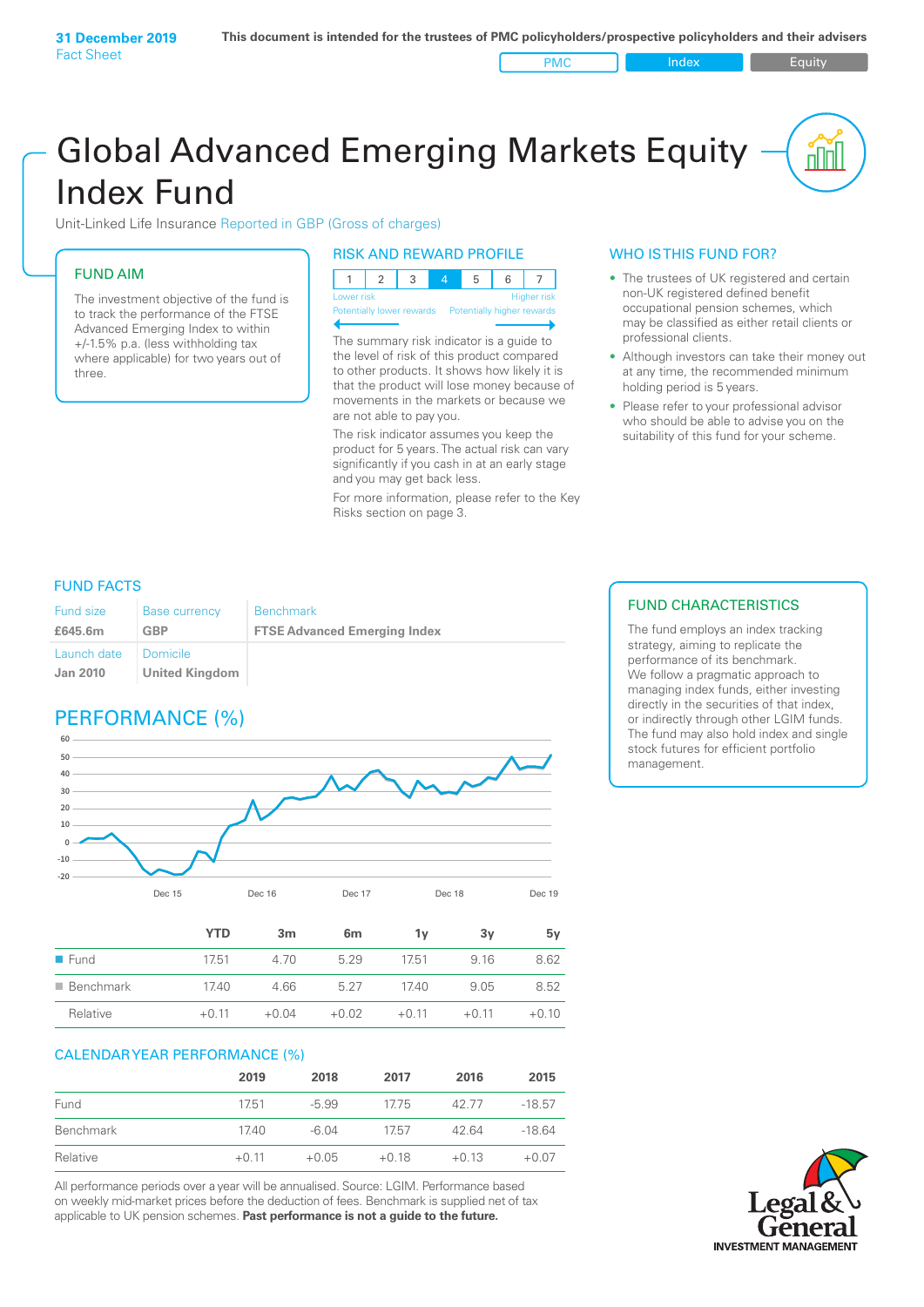**31 December 2019**
Fact Sheet

**This document is intended for the trustees of PMC policyholders/prospective policyholders and their advisers**

PMC | Index | Equity

# Global Advanced Emerging Markets Equity Index Fund

Unit-Linked Life Insurance Reported in GBP (Gross of charges)

## FUND AIM

The investment objective of the fund is to track the performance of the FTSE Advanced Emerging Index to within +/-1.5% p.a. (less withholding tax where applicable) for two years out of three.

## RISK AND REWARD PROFILE

| 1 | 2 | 3 | **4** | 5 | 6 | 7 |
|---|---|---|---|---|---|---|

Lower risk — Higher risk
Potentially lower rewards — Potentially higher rewards

The summary risk indicator is a guide to the level of risk of this product compared to other products. It shows how likely it is that the product will lose money because of movements in the markets or because we are not able to pay you.

The risk indicator assumes you keep the product for 5 years. The actual risk can vary significantly if you cash in at an early stage and you may get back less.

For more information, please refer to the Key Risks section on page 3.

## WHO IS THIS FUND FOR?

- The trustees of UK registered and certain non-UK registered defined benefit occupational pension schemes, which may be classified as either retail clients or professional clients.
- Although investors can take their money out at any time, the recommended minimum holding period is 5 years.
- Please refer to your professional advisor who should be able to advise you on the suitability of this fund for your scheme.

## FUND FACTS

| Fund size | Base currency | Benchmark |
|---|---|---|
| **£645.6m** | **GBP** | **FTSE Advanced Emerging Index** |
| **Launch date** | **Domicile** | |
| **Jan 2010** | **United Kingdom** | |

## FUND CHARACTERISTICS

The fund employs an index tracking strategy, aiming to replicate the performance of its benchmark.
We follow a pragmatic approach to managing index funds, either investing directly in the securities of that index, or indirectly through other LGIM funds. The fund may also hold index and single stock futures for efficient portfolio management.

## PERFORMANCE (%)

| | YTD | 3m | 6m | 1y | 3y | 5y |
|---|---|---|---|---|---|---|
| Fund | 17.51 | 4.70 | 5.29 | 17.51 | 9.16 | 8.62 |
| Benchmark | 17.40 | 4.66 | 5.27 | 17.40 | 9.05 | 8.52 |
| Relative | +0.11 | +0.04 | +0.02 | +0.11 | +0.11 | +0.10 |

## CALENDAR YEAR PERFORMANCE (%)

| | 2019 | 2018 | 2017 | 2016 | 2015 |
|---|---|---|---|---|---|
| Fund | 17.51 | -5.99 | 17.75 | 42.77 | -18.57 |
| Benchmark | 17.40 | -6.04 | 17.57 | 42.64 | -18.64 |
| Relative | +0.11 | +0.05 | +0.18 | +0.13 | +0.07 |

All performance periods over a year will be annualised. Source: LGIM. Performance based on weekly mid-market prices before the deduction of fees. Benchmark is supplied net of tax applicable to UK pension schemes. **Past performance is not a guide to the future.**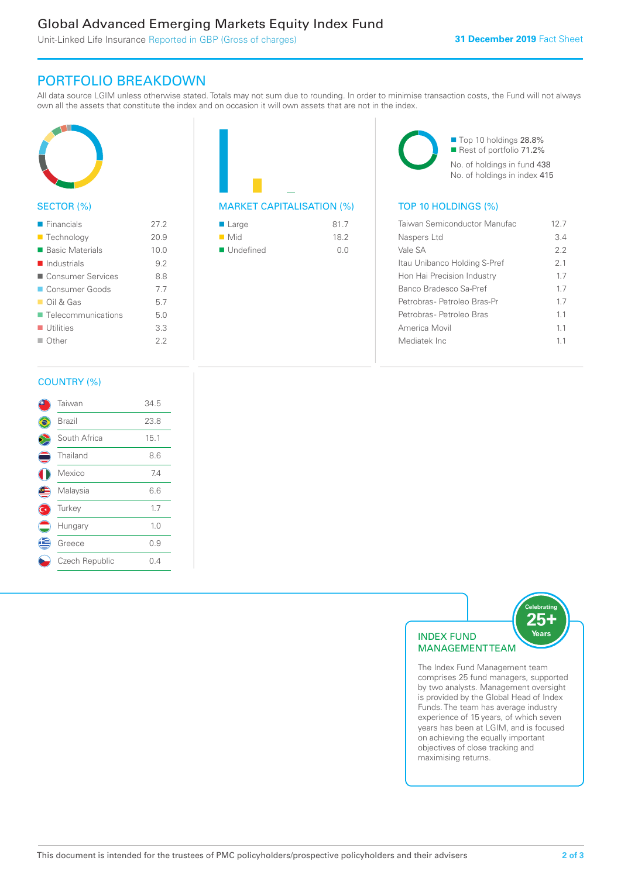# Global Advanced Emerging Markets Equity Index Fund

Unit-Linked Life Insurance Reported in GBP (Gross of charges)

**31 December 2019** Fact Sheet

## PORTFOLIO BREAKDOWN

All data source LGIM unless otherwise stated. Totals may not sum due to rounding. In order to minimise transaction costs, the Fund will not always own all the assets that constitute the index and on occasion it will own assets that are not in the index.

### SECTOR (%)

| Sector | % |
|---|---|
| Financials | 27.2 |
| Technology | 20.9 |
| Basic Materials | 10.0 |
| Industrials | 9.2 |
| Consumer Services | 8.8 |
| Consumer Goods | 7.7 |
| Oil & Gas | 5.7 |
| Telecommunications | 5.0 |
| Utilities | 3.3 |
| Other | 2.2 |

### MARKET CAPITALISATION (%)

| Market Capitalisation | % |
|---|---|
| Large | 81.7 |
| Mid | 18.2 |
| Undefined | 0.0 |

Top 10 holdings 28.8%
Rest of portfolio 71.2%
No. of holdings in fund 438
No. of holdings in index 415

### TOP 10 HOLDINGS (%)

| Holding | % |
|---|---|
| Taiwan Semiconductor Manufac | 12.7 |
| Naspers Ltd | 3.4 |
| Vale SA | 2.2 |
| Itau Unibanco Holding S-Pref | 2.1 |
| Hon Hai Precision Industry | 1.7 |
| Banco Bradesco Sa-Pref | 1.7 |
| Petrobras- Petroleo Bras-Pr | 1.7 |
| Petrobras- Petroleo Bras | 1.1 |
| America Movil | 1.1 |
| Mediatek Inc | 1.1 |

### COUNTRY (%)

| Country | % |
|---|---|
| Taiwan | 34.5 |
| Brazil | 23.8 |
| South Africa | 15.1 |
| Thailand | 8.6 |
| Mexico | 7.4 |
| Malaysia | 6.6 |
| Turkey | 1.7 |
| Hungary | 1.0 |
| Greece | 0.9 |
| Czech Republic | 0.4 |

### INDEX FUND MANAGEMENT TEAM

Celebrating 25+ Years

The Index Fund Management team comprises 25 fund managers, supported by two analysts. Management oversight is provided by the Global Head of Index Funds. The team has average industry experience of 15 years, of which seven years has been at LGIM, and is focused on achieving the equally important objectives of close tracking and maximising returns.

This document is intended for the trustees of PMC policyholders/prospective policyholders and their advisers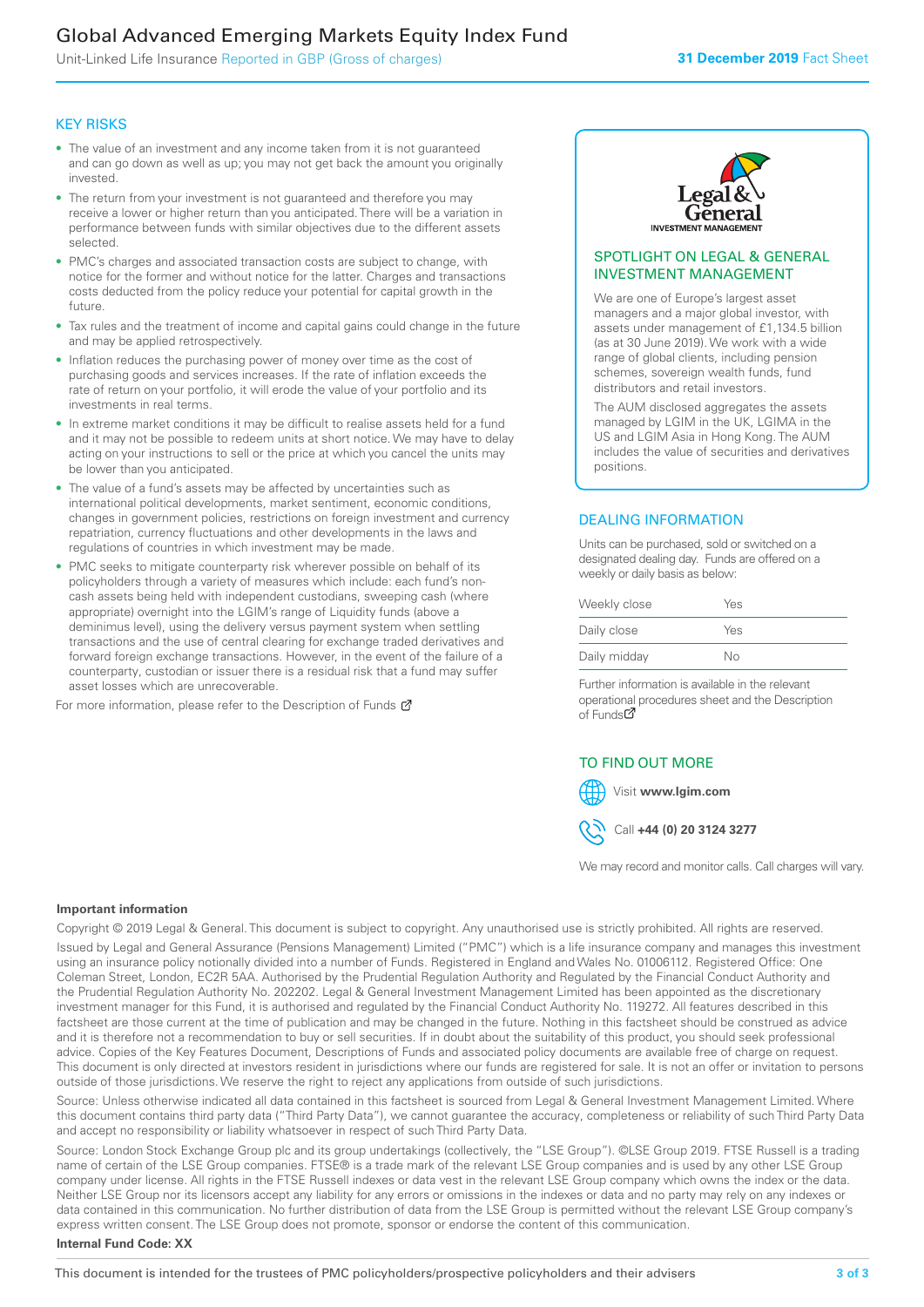# Global Advanced Emerging Markets Equity Index Fund

Unit-Linked Life Insurance Reported in GBP (Gross of charges)

**31 December 2019** Fact Sheet

## KEY RISKS

- The value of an investment and any income taken from it is not guaranteed and can go down as well as up; you may not get back the amount you originally invested.
- The return from your investment is not guaranteed and therefore you may receive a lower or higher return than you anticipated. There will be a variation in performance between funds with similar objectives due to the different assets selected.
- PMC's charges and associated transaction costs are subject to change, with notice for the former and without notice for the latter. Charges and transactions costs deducted from the policy reduce your potential for capital growth in the future.
- Tax rules and the treatment of income and capital gains could change in the future and may be applied retrospectively.
- Inflation reduces the purchasing power of money over time as the cost of purchasing goods and services increases. If the rate of inflation exceeds the rate of return on your portfolio, it will erode the value of your portfolio and its investments in real terms.
- In extreme market conditions it may be difficult to realise assets held for a fund and it may not be possible to redeem units at short notice. We may have to delay acting on your instructions to sell or the price at which you cancel the units may be lower than you anticipated.
- The value of a fund's assets may be affected by uncertainties such as international political developments, market sentiment, economic conditions, changes in government policies, restrictions on foreign investment and currency repatriation, currency fluctuations and other developments in the laws and regulations of countries in which investment may be made.
- PMC seeks to mitigate counterparty risk wherever possible on behalf of its policyholders through a variety of measures which include: each fund's non-cash assets being held with independent custodians, sweeping cash (where appropriate) overnight into the LGIM's range of Liquidity funds (above a deminimus level), using the delivery versus payment system when settling transactions and the use of central clearing for exchange traded derivatives and forward foreign exchange transactions. However, in the event of the failure of a counterparty, custodian or issuer there is a residual risk that a fund may suffer asset losses which are unrecoverable.

For more information, please refer to the Description of Funds

## SPOTLIGHT ON LEGAL & GENERAL INVESTMENT MANAGEMENT

We are one of Europe's largest asset managers and a major global investor, with assets under management of £1,134.5 billion (as at 30 June 2019). We work with a wide range of global clients, including pension schemes, sovereign wealth funds, fund distributors and retail investors.

The AUM disclosed aggregates the assets managed by LGIM in the UK, LGIMA in the US and LGIM Asia in Hong Kong. The AUM includes the value of securities and derivatives positions.

## DEALING INFORMATION

Units can be purchased, sold or switched on a designated dealing day. Funds are offered on a weekly or daily basis as below:

| | |
|---|---|
| Weekly close | Yes |
| Daily close | Yes |
| Daily midday | No |

Further information is available in the relevant operational procedures sheet and the Description of Funds

## TO FIND OUT MORE

Visit **www.lgim.com**

Call **+44 (0) 20 3124 3277**

We may record and monitor calls. Call charges will vary.

**Important information**

Copyright © 2019 Legal & General. This document is subject to copyright. Any unauthorised use is strictly prohibited. All rights are reserved.

Issued by Legal and General Assurance (Pensions Management) Limited ("PMC") which is a life insurance company and manages this investment using an insurance policy notionally divided into a number of Funds. Registered in England and Wales No. 01006112. Registered Office: One Coleman Street, London, EC2R 5AA. Authorised by the Prudential Regulation Authority and Regulated by the Financial Conduct Authority and the Prudential Regulation Authority No. 202202. Legal & General Investment Management Limited has been appointed as the discretionary investment manager for this Fund, it is authorised and regulated by the Financial Conduct Authority No. 119272. All features described in this factsheet are those current at the time of publication and may be changed in the future. Nothing in this factsheet should be construed as advice and it is therefore not a recommendation to buy or sell securities. If in doubt about the suitability of this product, you should seek professional advice. Copies of the Key Features Document, Descriptions of Funds and associated policy documents are available free of charge on request. This document is only directed at investors resident in jurisdictions where our funds are registered for sale. It is not an offer or invitation to persons outside of those jurisdictions. We reserve the right to reject any applications from outside of such jurisdictions.

Source: Unless otherwise indicated all data contained in this factsheet is sourced from Legal & General Investment Management Limited. Where this document contains third party data ("Third Party Data"), we cannot guarantee the accuracy, completeness or reliability of such Third Party Data and accept no responsibility or liability whatsoever in respect of such Third Party Data.

Source: London Stock Exchange Group plc and its group undertakings (collectively, the "LSE Group"). ©LSE Group 2019. FTSE Russell is a trading name of certain of the LSE Group companies. FTSE® is a trade mark of the relevant LSE Group companies and is used by any other LSE Group company under license. All rights in the FTSE Russell indexes or data vest in the relevant LSE Group company which owns the index or the data. Neither LSE Group nor its licensors accept any liability for any errors or omissions in the indexes or data and no party may rely on any indexes or data contained in this communication. No further distribution of data from the LSE Group is permitted without the relevant LSE Group company's express written consent. The LSE Group does not promote, sponsor or endorse the content of this communication.

**Internal Fund Code: XX**

This document is intended for the trustees of PMC policyholders/prospective policyholders and their advisers